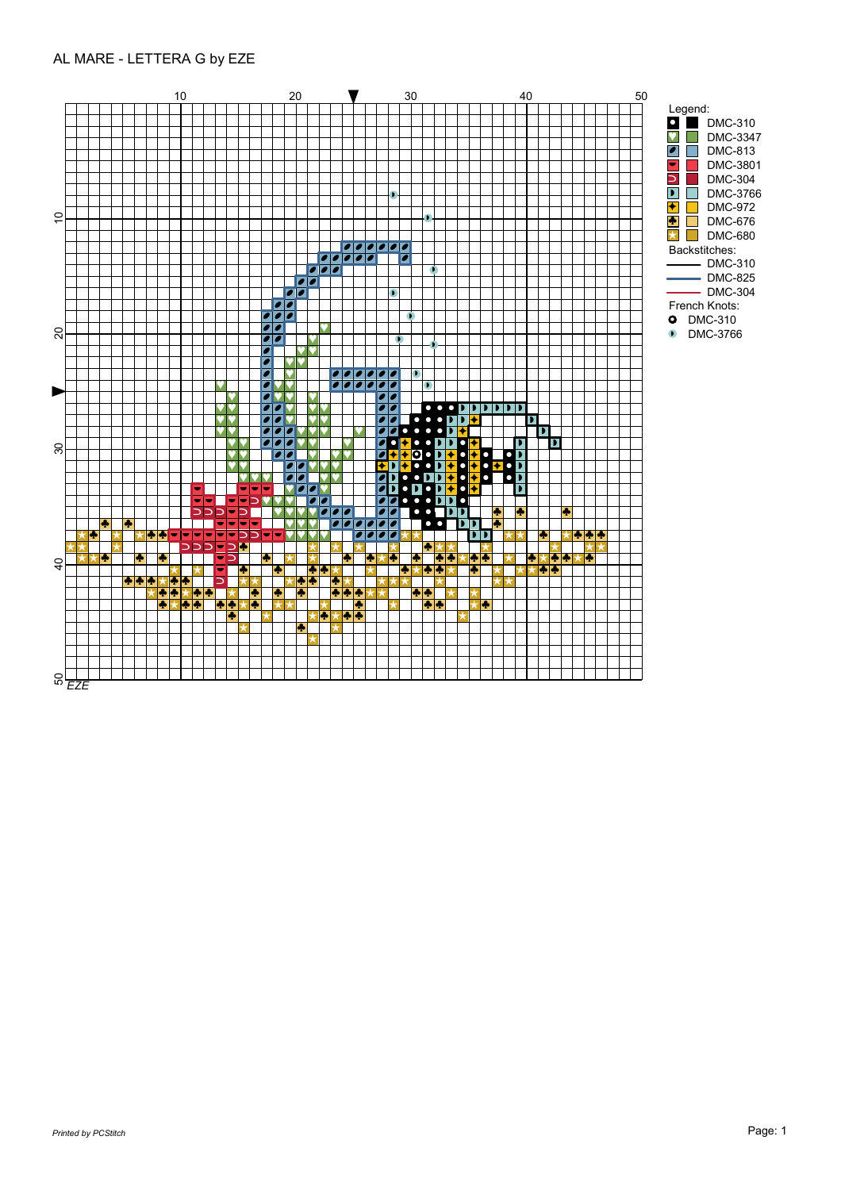# AL MARE - LETTERA G by EZE

Legend:

- DMC-310
- DMC-3347
- DMC-813
- DMC-3801
- DMC-304
- DMC-3766
- DMC-972
- DMC-676
- DMC-680

Backstitches:

- DMC-310
- DMC-825
- DMC-304

French Knots:

- DMC-310
- DMC-3766

*EZE*

*Printed by PCStitch*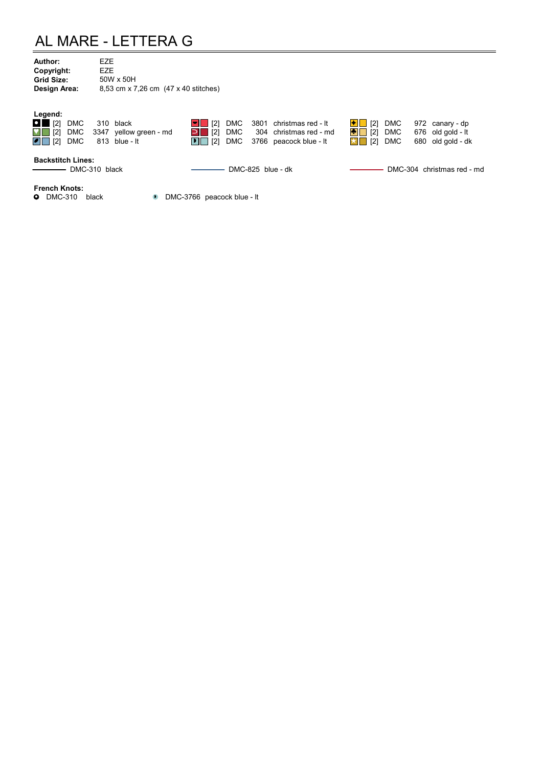# AL MARE - LETTERA G

**Author:** EZE
**Copyright:** EZE
**Grid Size:** 50W x 50H
**Design Area:** 8,53 cm x 7,26 cm (47 x 40 stitches)

**Legend:**

| | | | |
|---|---|---|---|
| [2] | DMC | 310 | black |
| [2] | DMC | 3347 | yellow green - md |
| [2] | DMC | 813 | blue - lt |
| [2] | DMC | 3801 | christmas red - lt |
| [2] | DMC | 304 | christmas red - md |
| [2] | DMC | 3766 | peacock blue - lt |
| [2] | DMC | 972 | canary - dp |
| [2] | DMC | 676 | old gold - lt |
| [2] | DMC | 680 | old gold - dk |

**Backstitch Lines:**

- DMC-310 black
- DMC-825 blue - dk
- DMC-304 christmas red - md

**French Knots:**

- DMC-310 black
- DMC-3766 peacock blue - lt